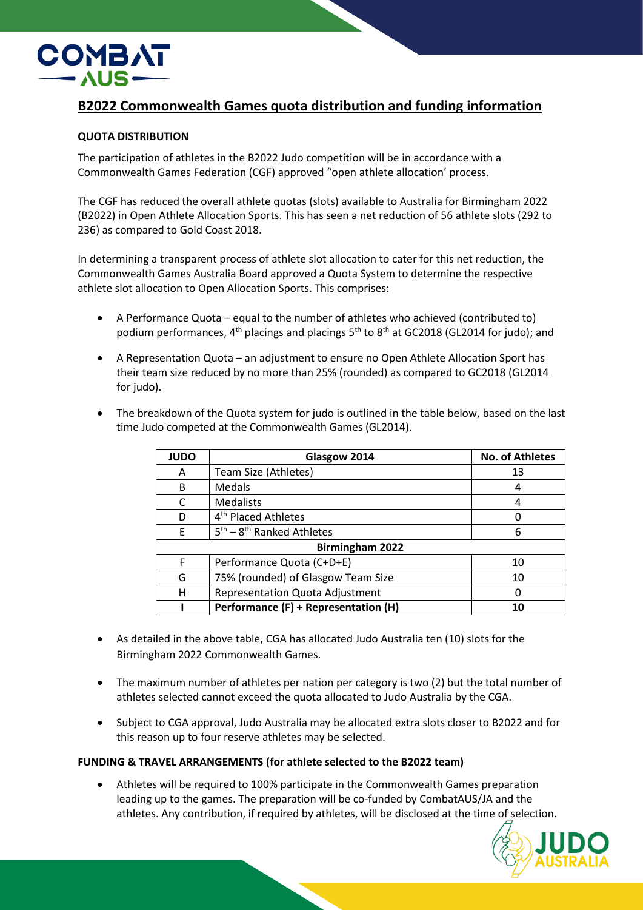# B2022 Commonwealth Games quota distribution and funding information

**QUOTA DISTRIBUTION**

The participation of athletes in the B2022 Judo competition will be in accordance with a Commonwealth Games Federation (CGF) approved "open athlete allocation' process.

The CGF has reduced the overall athlete quotas (slots) available to Australia for Birmingham 2022 (B2022) in Open Athlete Allocation Sports. This has seen a net reduction of 56 athlete slots (292 to 236) as compared to Gold Coast 2018.

In determining a transparent process of athlete slot allocation to cater for this net reduction, the Commonwealth Games Australia Board approved a Quota System to determine the respective athlete slot allocation to Open Allocation Sports. This comprises:

- A Performance Quota – equal to the number of athletes who achieved (contributed to) podium performances, 4th placings and placings 5th to 8th at GC2018 (GL2014 for judo); and
- A Representation Quota – an adjustment to ensure no Open Athlete Allocation Sport has their team size reduced by no more than 25% (rounded) as compared to GC2018 (GL2014 for judo).
- The breakdown of the Quota system for judo is outlined in the table below, based on the last time Judo competed at the Commonwealth Games (GL2014).

| JUDO | Glasgow 2014 | No. of Athletes |
|---|---|---|
| A | Team Size (Athletes) | 13 |
| B | Medals | 4 |
| C | Medalists | 4 |
| D | 4th Placed Athletes | 0 |
| E | 5th – 8th Ranked Athletes | 6 |
| | **Birmingham 2022** | |
| F | Performance Quota (C+D+E) | 10 |
| G | 75% (rounded) of Glasgow Team Size | 10 |
| H | Representation Quota Adjustment | 0 |
| **I** | **Performance (F) + Representation (H)** | **10** |

- As detailed in the above table, CGA has allocated Judo Australia ten (10) slots for the Birmingham 2022 Commonwealth Games.
- The maximum number of athletes per nation per category is two (2) but the total number of athletes selected cannot exceed the quota allocated to Judo Australia by the CGA.
- Subject to CGA approval, Judo Australia may be allocated extra slots closer to B2022 and for this reason up to four reserve athletes may be selected.

**FUNDING & TRAVEL ARRANGEMENTS (for athlete selected to the B2022 team)**

- Athletes will be required to 100% participate in the Commonwealth Games preparation leading up to the games. The preparation will be co-funded by CombatAUS/JA and the athletes. Any contribution, if required by athletes, will be disclosed at the time of selection.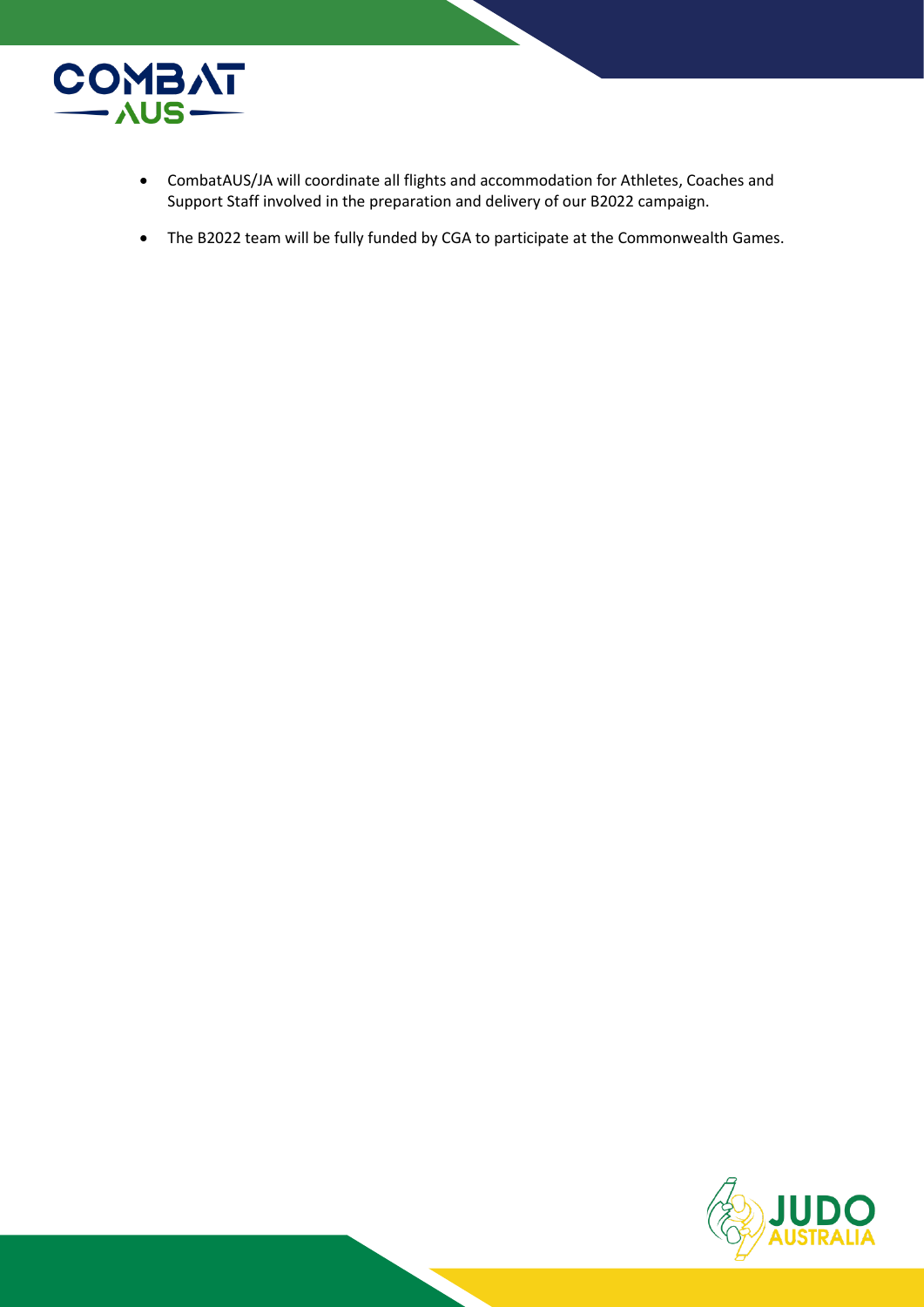- CombatAUS/JA will coordinate all flights and accommodation for Athletes, Coaches and Support Staff involved in the preparation and delivery of our B2022 campaign.
- The B2022 team will be fully funded by CGA to participate at the Commonwealth Games.